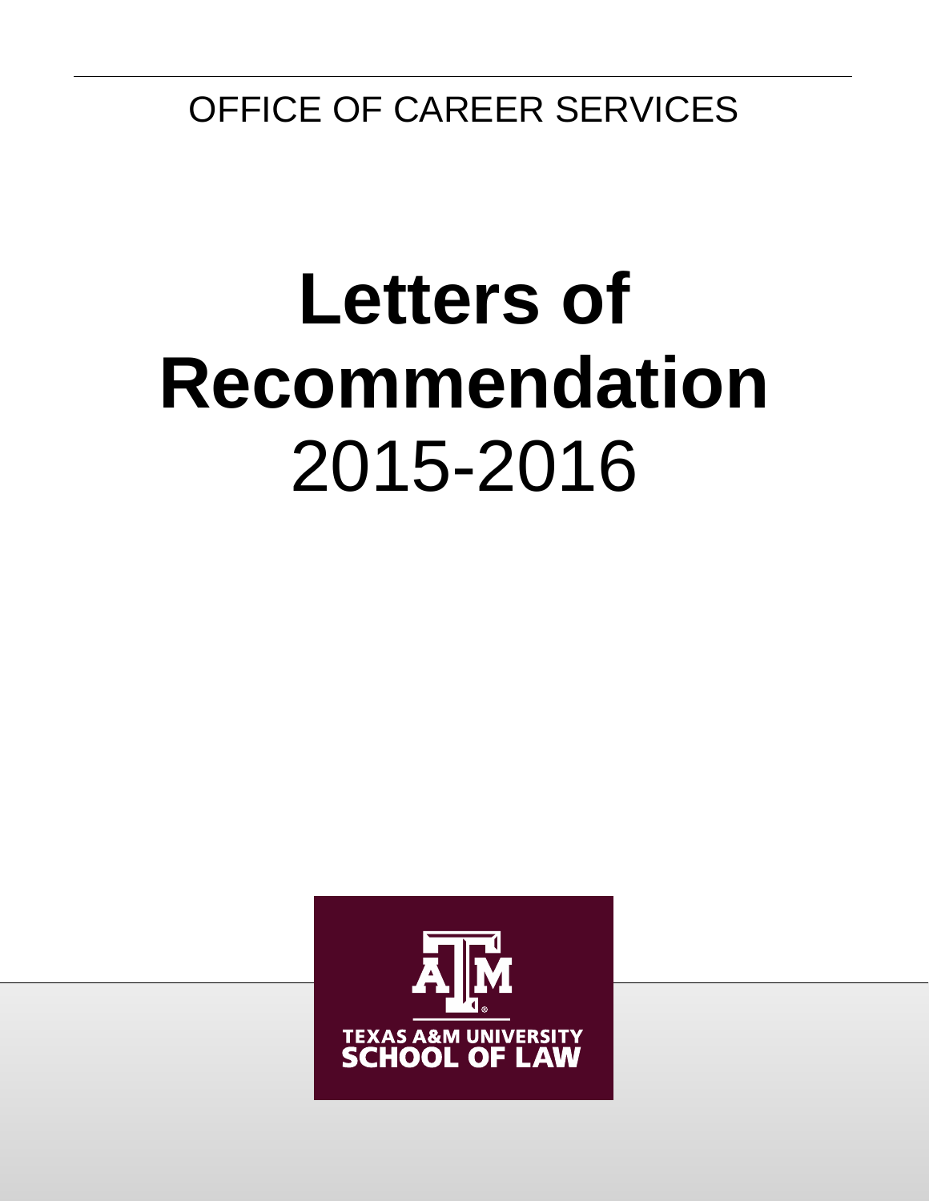OFFICE OF CAREER SERVICES

# Letters of Recommendation
2015-2016

TEXAS A&M UNIVERSITY
SCHOOL OF LAW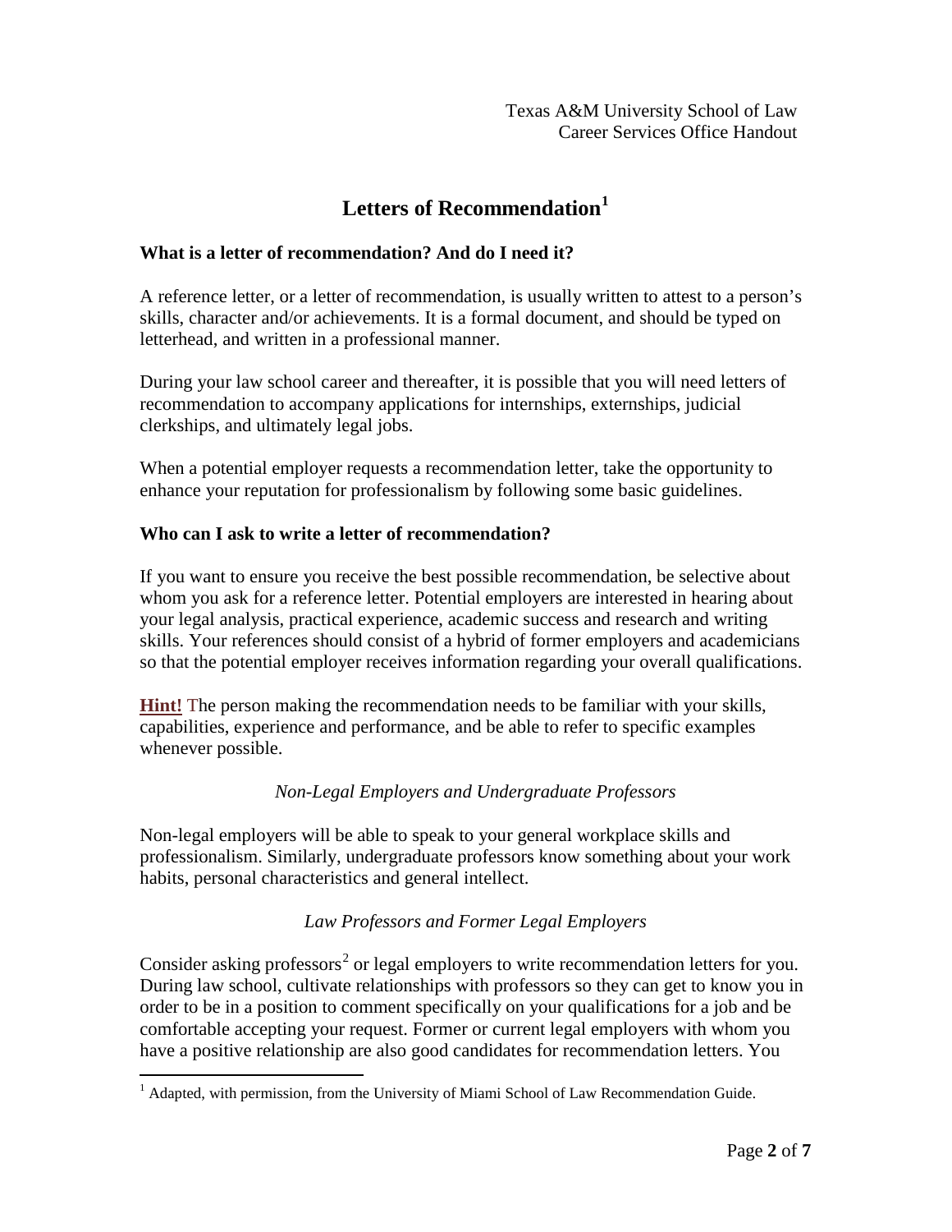Texas A&M University School of Law
Career Services Office Handout

# Letters of Recommendation[1]

### What is a letter of recommendation? And do I need it?

A reference letter, or a letter of recommendation, is usually written to attest to a person's skills, character and/or achievements. It is a formal document, and should be typed on letterhead, and written in a professional manner.

During your law school career and thereafter, it is possible that you will need letters of recommendation to accompany applications for internships, externships, judicial clerkships, and ultimately legal jobs.

When a potential employer requests a recommendation letter, take the opportunity to enhance your reputation for professionalism by following some basic guidelines.

### Who can I ask to write a letter of recommendation?

If you want to ensure you receive the best possible recommendation, be selective about whom you ask for a reference letter. Potential employers are interested in hearing about your legal analysis, practical experience, academic success and research and writing skills. Your references should consist of a hybrid of former employers and academicians so that the potential employer receives information regarding your overall qualifications.

**Hint!** The person making the recommendation needs to be familiar with your skills, capabilities, experience and performance, and be able to refer to specific examples whenever possible.

*Non-Legal Employers and Undergraduate Professors*

Non-legal employers will be able to speak to your general workplace skills and professionalism. Similarly, undergraduate professors know something about your work habits, personal characteristics and general intellect.

*Law Professors and Former Legal Employers*

Consider asking professors[2] or legal employers to write recommendation letters for you. During law school, cultivate relationships with professors so they can get to know you in order to be in a position to comment specifically on your qualifications for a job and be comfortable accepting your request. Former or current legal employers with whom you have a positive relationship are also good candidates for recommendation letters. You

---

[1] Adapted, with permission, from the University of Miami School of Law Recommendation Guide.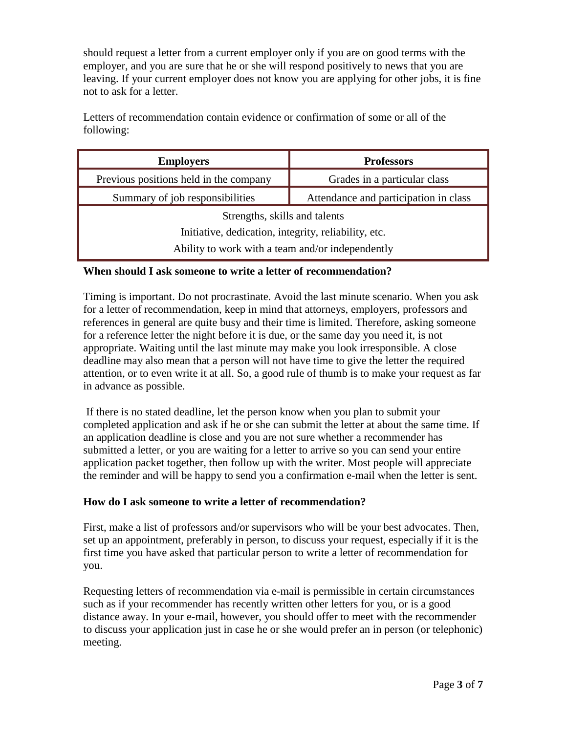should request a letter from a current employer only if you are on good terms with the employer, and you are sure that he or she will respond positively to news that you are leaving. If your current employer does not know you are applying for other jobs, it is fine not to ask for a letter.

Letters of recommendation contain evidence or confirmation of some or all of the following:

| Employers | Professors |
|---|---|
| Previous positions held in the company | Grades in a particular class |
| Summary of job responsibilities | Attendance and participation in class |
| Strengths, skills and talents<br>Initiative, dedication, integrity, reliability, etc.<br>Ability to work with a team and/or independently | |

**When should I ask someone to write a letter of recommendation?**

Timing is important. Do not procrastinate. Avoid the last minute scenario. When you ask for a letter of recommendation, keep in mind that attorneys, employers, professors and references in general are quite busy and their time is limited. Therefore, asking someone for a reference letter the night before it is due, or the same day you need it, is not appropriate. Waiting until the last minute may make you look irresponsible. A close deadline may also mean that a person will not have time to give the letter the required attention, or to even write it at all. So, a good rule of thumb is to make your request as far in advance as possible.

If there is no stated deadline, let the person know when you plan to submit your completed application and ask if he or she can submit the letter at about the same time. If an application deadline is close and you are not sure whether a recommender has submitted a letter, or you are waiting for a letter to arrive so you can send your entire application packet together, then follow up with the writer. Most people will appreciate the reminder and will be happy to send you a confirmation e-mail when the letter is sent.

**How do I ask someone to write a letter of recommendation?**

First, make a list of professors and/or supervisors who will be your best advocates. Then, set up an appointment, preferably in person, to discuss your request, especially if it is the first time you have asked that particular person to write a letter of recommendation for you.

Requesting letters of recommendation via e-mail is permissible in certain circumstances such as if your recommender has recently written other letters for you, or is a good distance away. In your e-mail, however, you should offer to meet with the recommender to discuss your application just in case he or she would prefer an in person (or telephonic) meeting.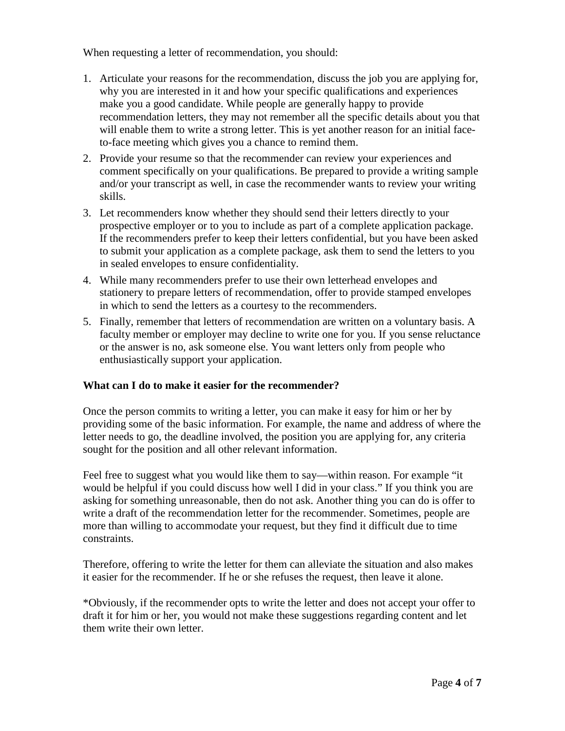When requesting a letter of recommendation, you should:

1. Articulate your reasons for the recommendation, discuss the job you are applying for, why you are interested in it and how your specific qualifications and experiences make you a good candidate. While people are generally happy to provide recommendation letters, they may not remember all the specific details about you that will enable them to write a strong letter. This is yet another reason for an initial face-to-face meeting which gives you a chance to remind them.
2. Provide your resume so that the recommender can review your experiences and comment specifically on your qualifications. Be prepared to provide a writing sample and/or your transcript as well, in case the recommender wants to review your writing skills.
3. Let recommenders know whether they should send their letters directly to your prospective employer or to you to include as part of a complete application package. If the recommenders prefer to keep their letters confidential, but you have been asked to submit your application as a complete package, ask them to send the letters to you in sealed envelopes to ensure confidentiality.
4. While many recommenders prefer to use their own letterhead envelopes and stationery to prepare letters of recommendation, offer to provide stamped envelopes in which to send the letters as a courtesy to the recommenders.
5. Finally, remember that letters of recommendation are written on a voluntary basis. A faculty member or employer may decline to write one for you. If you sense reluctance or the answer is no, ask someone else. You want letters only from people who enthusiastically support your application.

**What can I do to make it easier for the recommender?**

Once the person commits to writing a letter, you can make it easy for him or her by providing some of the basic information. For example, the name and address of where the letter needs to go, the deadline involved, the position you are applying for, any criteria sought for the position and all other relevant information.

Feel free to suggest what you would like them to say—within reason. For example "it would be helpful if you could discuss how well I did in your class." If you think you are asking for something unreasonable, then do not ask. Another thing you can do is offer to write a draft of the recommendation letter for the recommender. Sometimes, people are more than willing to accommodate your request, but they find it difficult due to time constraints.

Therefore, offering to write the letter for them can alleviate the situation and also makes it easier for the recommender. If he or she refuses the request, then leave it alone.

*Obviously, if the recommender opts to write the letter and does not accept your offer to draft it for him or her, you would not make these suggestions regarding content and let them write their own letter.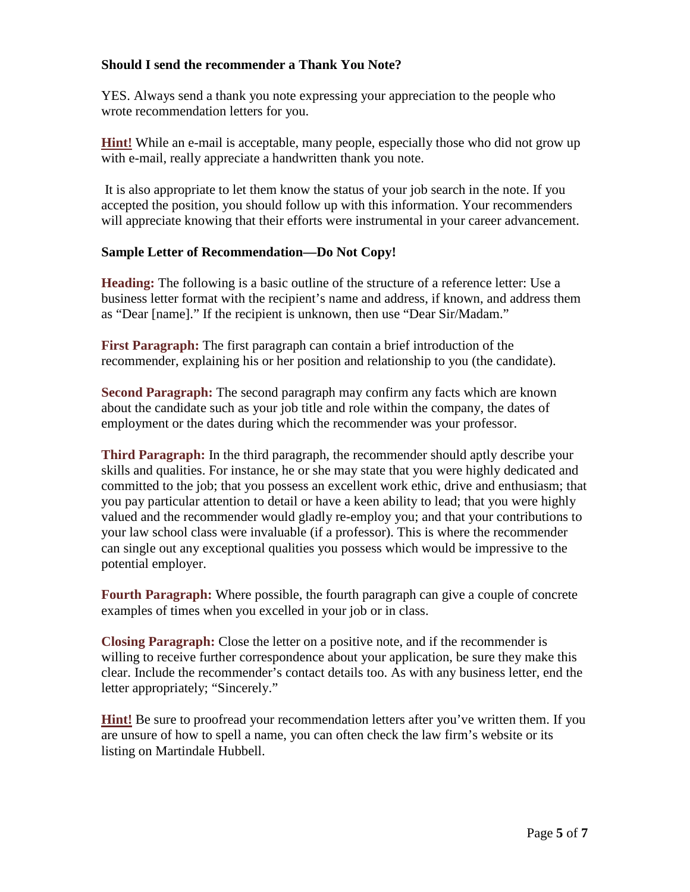### Should I send the recommender a Thank You Note?

YES. Always send a thank you note expressing your appreciation to the people who wrote recommendation letters for you.

**Hint!** While an e-mail is acceptable, many people, especially those who did not grow up with e-mail, really appreciate a handwritten thank you note.

It is also appropriate to let them know the status of your job search in the note. If you accepted the position, you should follow up with this information. Your recommenders will appreciate knowing that their efforts were instrumental in your career advancement.

### Sample Letter of Recommendation—Do Not Copy!

**Heading:** The following is a basic outline of the structure of a reference letter: Use a business letter format with the recipient's name and address, if known, and address them as "Dear [name]." If the recipient is unknown, then use "Dear Sir/Madam."

**First Paragraph:** The first paragraph can contain a brief introduction of the recommender, explaining his or her position and relationship to you (the candidate).

**Second Paragraph:** The second paragraph may confirm any facts which are known about the candidate such as your job title and role within the company, the dates of employment or the dates during which the recommender was your professor.

**Third Paragraph:** In the third paragraph, the recommender should aptly describe your skills and qualities. For instance, he or she may state that you were highly dedicated and committed to the job; that you possess an excellent work ethic, drive and enthusiasm; that you pay particular attention to detail or have a keen ability to lead; that you were highly valued and the recommender would gladly re-employ you; and that your contributions to your law school class were invaluable (if a professor). This is where the recommender can single out any exceptional qualities you possess which would be impressive to the potential employer.

**Fourth Paragraph:** Where possible, the fourth paragraph can give a couple of concrete examples of times when you excelled in your job or in class.

**Closing Paragraph:** Close the letter on a positive note, and if the recommender is willing to receive further correspondence about your application, be sure they make this clear. Include the recommender's contact details too. As with any business letter, end the letter appropriately; "Sincerely."

**Hint!** Be sure to proofread your recommendation letters after you've written them. If you are unsure of how to spell a name, you can often check the law firm's website or its listing on Martindale Hubbell.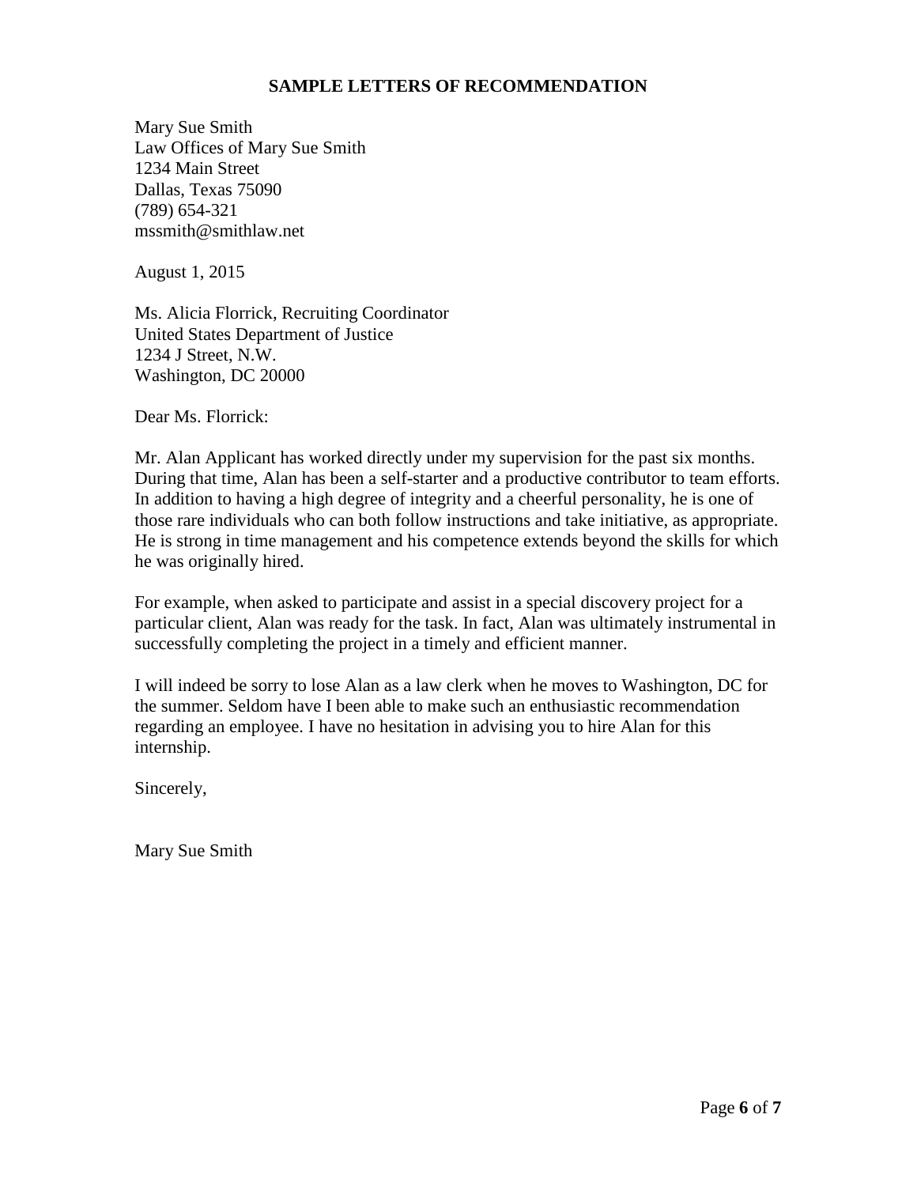**SAMPLE LETTERS OF RECOMMENDATION**

Mary Sue Smith
Law Offices of Mary Sue Smith
1234 Main Street
Dallas, Texas 75090
(789) 654-321
mssmith@smithlaw.net

August 1, 2015

Ms. Alicia Florrick, Recruiting Coordinator
United States Department of Justice
1234 J Street, N.W.
Washington, DC 20000

Dear Ms. Florrick:

Mr. Alan Applicant has worked directly under my supervision for the past six months. During that time, Alan has been a self-starter and a productive contributor to team efforts. In addition to having a high degree of integrity and a cheerful personality, he is one of those rare individuals who can both follow instructions and take initiative, as appropriate. He is strong in time management and his competence extends beyond the skills for which he was originally hired.

For example, when asked to participate and assist in a special discovery project for a particular client, Alan was ready for the task. In fact, Alan was ultimately instrumental in successfully completing the project in a timely and efficient manner.

I will indeed be sorry to lose Alan as a law clerk when he moves to Washington, DC for the summer. Seldom have I been able to make such an enthusiastic recommendation regarding an employee. I have no hesitation in advising you to hire Alan for this internship.

Sincerely,

Mary Sue Smith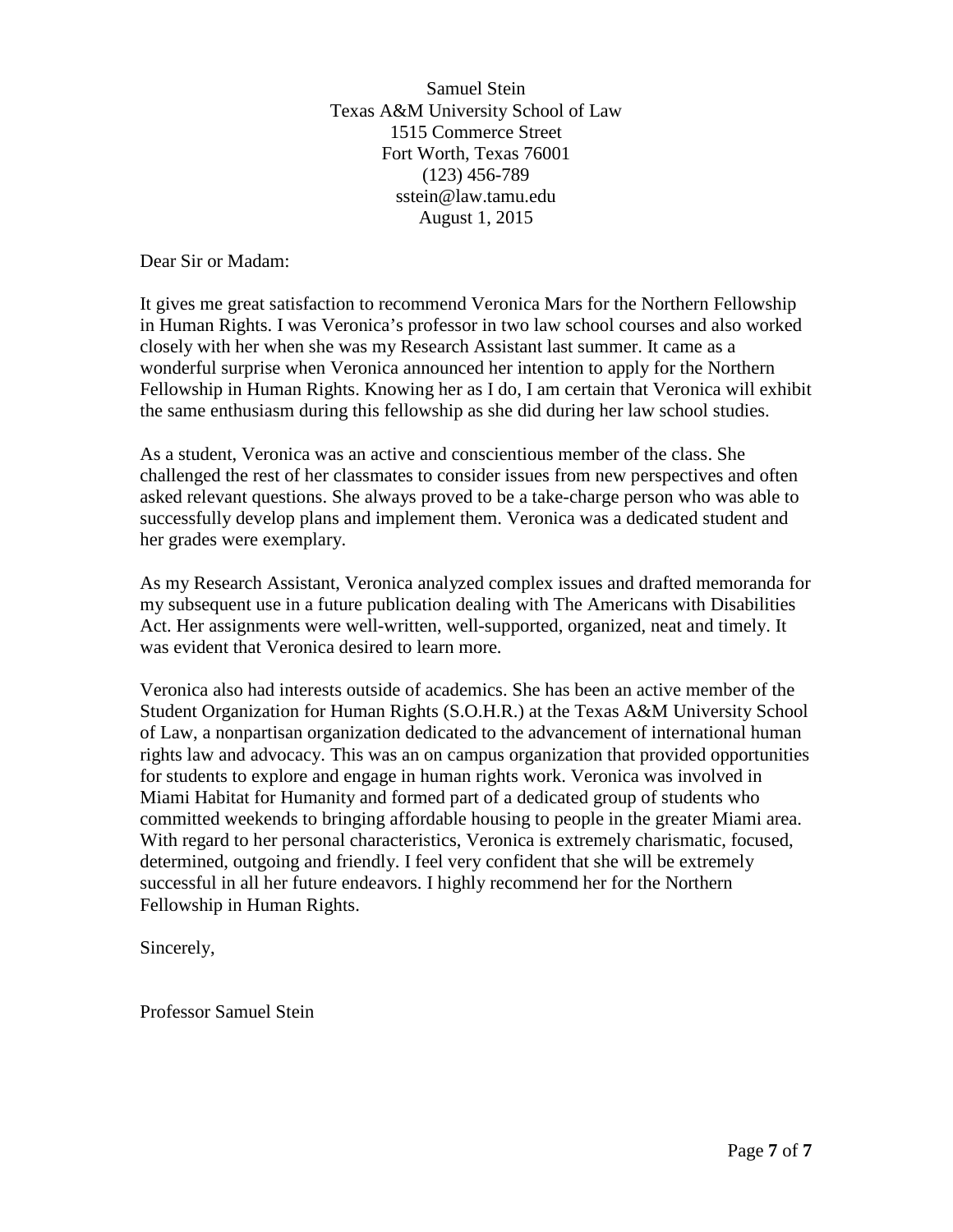Samuel Stein
Texas A&M University School of Law
1515 Commerce Street
Fort Worth, Texas 76001
(123) 456-789
sstein@law.tamu.edu
August 1, 2015

Dear Sir or Madam:

It gives me great satisfaction to recommend Veronica Mars for the Northern Fellowship in Human Rights. I was Veronica's professor in two law school courses and also worked closely with her when she was my Research Assistant last summer. It came as a wonderful surprise when Veronica announced her intention to apply for the Northern Fellowship in Human Rights. Knowing her as I do, I am certain that Veronica will exhibit the same enthusiasm during this fellowship as she did during her law school studies.

As a student, Veronica was an active and conscientious member of the class. She challenged the rest of her classmates to consider issues from new perspectives and often asked relevant questions. She always proved to be a take-charge person who was able to successfully develop plans and implement them. Veronica was a dedicated student and her grades were exemplary.

As my Research Assistant, Veronica analyzed complex issues and drafted memoranda for my subsequent use in a future publication dealing with The Americans with Disabilities Act. Her assignments were well-written, well-supported, organized, neat and timely. It was evident that Veronica desired to learn more.

Veronica also had interests outside of academics. She has been an active member of the Student Organization for Human Rights (S.O.H.R.) at the Texas A&M University School of Law, a nonpartisan organization dedicated to the advancement of international human rights law and advocacy. This was an on campus organization that provided opportunities for students to explore and engage in human rights work. Veronica was involved in Miami Habitat for Humanity and formed part of a dedicated group of students who committed weekends to bringing affordable housing to people in the greater Miami area. With regard to her personal characteristics, Veronica is extremely charismatic, focused, determined, outgoing and friendly. I feel very confident that she will be extremely successful in all her future endeavors. I highly recommend her for the Northern Fellowship in Human Rights.

Sincerely,

Professor Samuel Stein